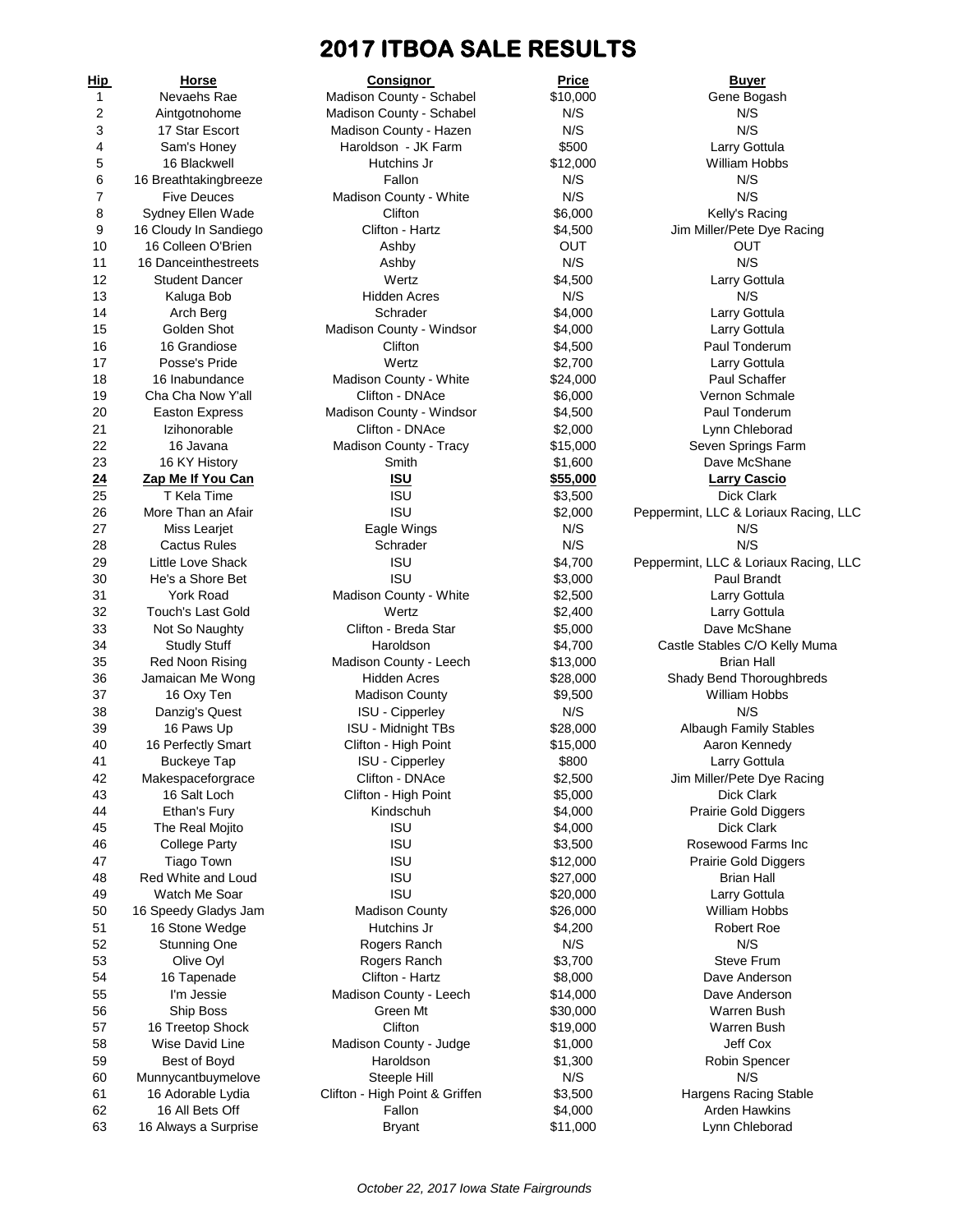# 2017 ITBOA SALE RESULTS

| Hip | Horse | Consignor | Price | Buyer |
|---|---|---|---|---|
| 1 | Nevaehs Rae | Madison County - Schabel | $10,000 | Gene Bogash |
| 2 | Aintgotnohome | Madison County - Schabel | N/S | N/S |
| 3 | 17 Star Escort | Madison County - Hazen | N/S | N/S |
| 4 | Sam's Honey | Haroldson - JK Farm | $500 | Larry Gottula |
| 5 | 16 Blackwell | Hutchins Jr | $12,000 | William Hobbs |
| 6 | 16 Breathtakingbreeze | Fallon | N/S | N/S |
| 7 | Five Deuces | Madison County - White | N/S | N/S |
| 8 | Sydney Ellen Wade | Clifton | $6,000 | Kelly's Racing |
| 9 | 16 Cloudy In Sandiego | Clifton - Hartz | $4,500 | Jim Miller/Pete Dye Racing |
| 10 | 16 Colleen O'Brien | Ashby | OUT | OUT |
| 11 | 16 Danceinthestreets | Ashby | N/S | N/S |
| 12 | Student Dancer | Wertz | $4,500 | Larry Gottula |
| 13 | Kaluga Bob | Hidden Acres | N/S | N/S |
| 14 | Arch Berg | Schrader | $4,000 | Larry Gottula |
| 15 | Golden Shot | Madison County - Windsor | $4,000 | Larry Gottula |
| 16 | 16 Grandiose | Clifton | $4,500 | Paul Tonderum |
| 17 | Posse's Pride | Wertz | $2,700 | Larry Gottula |
| 18 | 16 Inabundance | Madison County - White | $24,000 | Paul Schaffer |
| 19 | Cha Cha Now Y'all | Clifton - DNAce | $6,000 | Vernon Schmale |
| 20 | Easton Express | Madison County - Windsor | $4,500 | Paul Tonderum |
| 21 | Izihonorable | Clifton - DNAce | $2,000 | Lynn Chleborad |
| 22 | 16 Javana | Madison County - Tracy | $15,000 | Seven Springs Farm |
| 23 | 16 KY History | Smith | $1,600 | Dave McShane |
| **24** | **Zap Me If You Can** | **ISU** | **$55,000** | **Larry Cascio** |
| 25 | T Kela Time | ISU | $3,500 | Dick Clark |
| 26 | More Than an Afair | ISU | $2,000 | Peppermint, LLC & Loriaux Racing, LLC |
| 27 | Miss Learjet | Eagle Wings | N/S | N/S |
| 28 | Cactus Rules | Schrader | N/S | N/S |
| 29 | Little Love Shack | ISU | $4,700 | Peppermint, LLC & Loriaux Racing, LLC |
| 30 | He's a Shore Bet | ISU | $3,000 | Paul Brandt |
| 31 | York Road | Madison County - White | $2,500 | Larry Gottula |
| 32 | Touch's Last Gold | Wertz | $2,400 | Larry Gottula |
| 33 | Not So Naughty | Clifton - Breda Star | $5,000 | Dave McShane |
| 34 | Studly Stuff | Haroldson | $4,700 | Castle Stables C/O Kelly Muma |
| 35 | Red Noon Rising | Madison County - Leech | $13,000 | Brian Hall |
| 36 | Jamaican Me Wong | Hidden Acres | $28,000 | Shady Bend Thoroughbreds |
| 37 | 16 Oxy Ten | Madison County | $9,500 | William Hobbs |
| 38 | Danzig's Quest | ISU - Cipperley | N/S | N/S |
| 39 | 16 Paws Up | ISU - Midnight TBs | $28,000 | Albaugh Family Stables |
| 40 | 16 Perfectly Smart | Clifton - High Point | $15,000 | Aaron Kennedy |
| 41 | Buckeye Tap | ISU - Cipperley | $800 | Larry Gottula |
| 42 | Makespaceforgrace | Clifton - DNAce | $2,500 | Jim Miller/Pete Dye Racing |
| 43 | 16 Salt Loch | Clifton - High Point | $5,000 | Dick Clark |
| 44 | Ethan's Fury | Kindschuh | $4,000 | Prairie Gold Diggers |
| 45 | The Real Mojito | ISU | $4,000 | Dick Clark |
| 46 | College Party | ISU | $3,500 | Rosewood Farms Inc |
| 47 | Tiago Town | ISU | $12,000 | Prairie Gold Diggers |
| 48 | Red White and Loud | ISU | $27,000 | Brian Hall |
| 49 | Watch Me Soar | ISU | $20,000 | Larry Gottula |
| 50 | 16 Speedy Gladys Jam | Madison County | $26,000 | William Hobbs |
| 51 | 16 Stone Wedge | Hutchins Jr | $4,200 | Robert Roe |
| 52 | Stunning One | Rogers Ranch | N/S | N/S |
| 53 | Olive Oyl | Rogers Ranch | $3,700 | Steve Frum |
| 54 | 16 Tapenade | Clifton - Hartz | $8,000 | Dave Anderson |
| 55 | I'm Jessie | Madison County - Leech | $14,000 | Dave Anderson |
| 56 | Ship Boss | Green Mt | $30,000 | Warren Bush |
| 57 | 16 Treetop Shock | Clifton | $19,000 | Warren Bush |
| 58 | Wise David Line | Madison County - Judge | $1,000 | Jeff Cox |
| 59 | Best of Boyd | Haroldson | $1,300 | Robin Spencer |
| 60 | Munnycantbuymelove | Steeple Hill | N/S | N/S |
| 61 | 16 Adorable Lydia | Clifton - High Point & Griffen | $3,500 | Hargens Racing Stable |
| 62 | 16 All Bets Off | Fallon | $4,000 | Arden Hawkins |
| 63 | 16 Always a Surprise | Bryant | $11,000 | Lynn Chleborad |

*October 22, 2017 Iowa State Fairgrounds*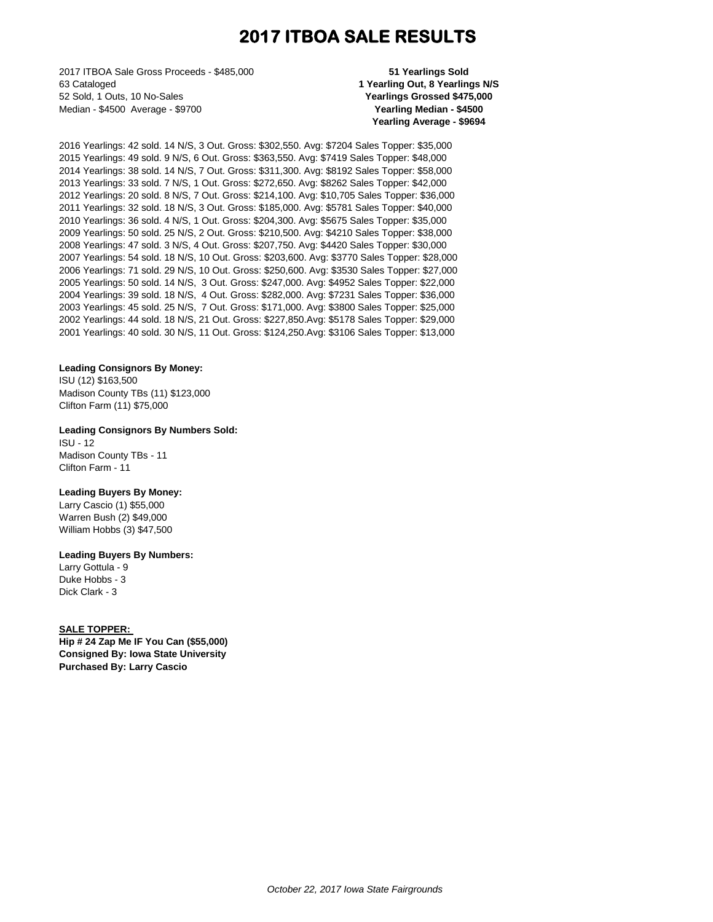# 2017 ITBOA SALE RESULTS

2017 ITBOA Sale Gross Proceeds - $485,000
63 Cataloged
52 Sold, 1 Outs, 10 No-Sales
Median - $4500 Average - $9700

**51 Yearlings Sold**
**1 Yearling Out, 8 Yearlings N/S**
**Yearlings Grossed $475,000**
**Yearling Median - $4500**
**Yearling Average - $9694**

2016 Yearlings: 42 sold. 14 N/S, 3 Out. Gross: $302,550. Avg: $7204 Sales Topper: $35,000
2015 Yearlings: 49 sold. 9 N/S, 6 Out. Gross: $363,550. Avg: $7419 Sales Topper: $48,000
2014 Yearlings: 38 sold. 14 N/S, 7 Out. Gross: $311,300. Avg: $8192 Sales Topper: $58,000
2013 Yearlings: 33 sold. 7 N/S, 1 Out. Gross: $272,650. Avg: $8262 Sales Topper: $42,000
2012 Yearlings: 20 sold. 8 N/S, 7 Out. Gross: $214,100. Avg: $10,705 Sales Topper: $36,000
2011 Yearlings: 32 sold. 18 N/S, 3 Out. Gross: $185,000. Avg: $5781 Sales Topper: $40,000
2010 Yearlings: 36 sold. 4 N/S, 1 Out. Gross: $204,300. Avg: $5675 Sales Topper: $35,000
2009 Yearlings: 50 sold. 25 N/S, 2 Out. Gross: $210,500. Avg: $4210 Sales Topper: $38,000
2008 Yearlings: 47 sold. 3 N/S, 4 Out. Gross: $207,750. Avg: $4420 Sales Topper: $30,000
2007 Yearlings: 54 sold. 18 N/S, 10 Out. Gross: $203,600. Avg: $3770 Sales Topper: $28,000
2006 Yearlings: 71 sold. 29 N/S, 10 Out. Gross: $250,600. Avg: $3530 Sales Topper: $27,000
2005 Yearlings: 50 sold. 14 N/S, 3 Out. Gross: $247,000. Avg: $4952 Sales Topper: $22,000
2004 Yearlings: 39 sold. 18 N/S, 4 Out. Gross: $282,000. Avg: $7231 Sales Topper: $36,000
2003 Yearlings: 45 sold. 25 N/S, 7 Out. Gross: $171,000. Avg: $3800 Sales Topper: $25,000
2002 Yearlings: 44 sold. 18 N/S, 21 Out. Gross: $227,850.Avg: $5178 Sales Topper: $29,000
2001 Yearlings: 40 sold. 30 N/S, 11 Out. Gross: $124,250.Avg: $3106 Sales Topper: $13,000

**Leading Consignors By Money:**
ISU (12) $163,500
Madison County TBs (11) $123,000
Clifton Farm (11) $75,000

**Leading Consignors By Numbers Sold:**
ISU - 12
Madison County TBs - 11
Clifton Farm - 11

**Leading Buyers By Money:**
Larry Cascio (1) $55,000
Warren Bush (2) $49,000
William Hobbs (3) $47,500

**Leading Buyers By Numbers:**
Larry Gottula - 9
Duke Hobbs - 3
Dick Clark - 3

**SALE TOPPER:**
**Hip # 24 Zap Me IF You Can ($55,000)**
**Consigned By: Iowa State University**
**Purchased By: Larry Cascio**

*October 22, 2017 Iowa State Fairgrounds*